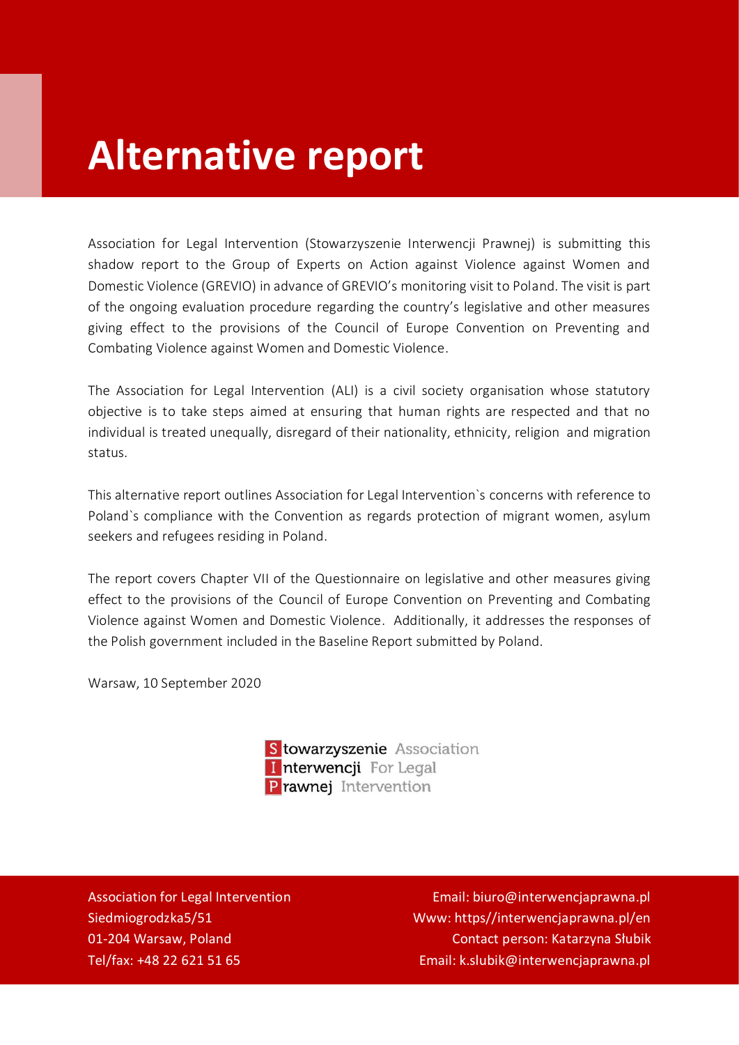# Alternative report

Association for Legal Intervention (Stowarzyszenie Interwencji Prawnej) is submitting this shadow report to the Group of Experts on Action against Violence against Women and Domestic Violence (GREVIO) in advance of GREVIO's monitoring visit to Poland. The visit is part of the ongoing evaluation procedure regarding the country's legislative and other measures giving effect to the provisions of the Council of Europe Convention on Preventing and Combating Violence against Women and Domestic Violence.

The Association for Legal Intervention (ALI) is a civil society organisation whose statutory objective is to take steps aimed at ensuring that human rights are respected and that no individual is treated unequally, disregard of their nationality, ethnicity, religion and migration status.

This alternative report outlines Association for Legal Intervention`s concerns with reference to Poland`s compliance with the Convention as regards protection of migrant women, asylum seekers and refugees residing in Poland.

The report covers Chapter VII of the Questionnaire on legislative and other measures giving effect to the provisions of the Council of Europe Convention on Preventing and Combating Violence against Women and Domestic Violence. Additionally, it addresses the responses of the Polish government included in the Baseline Report submitted by Poland.

Warsaw, 10 September 2020

**S**towarzyszenie Association
**I**nterwencji For Legal
**P**rawnej Intervention

Association for Legal Intervention
Siedmiogrodzka5/51
01-204 Warsaw, Poland
Tel/fax: +48 22 621 51 65

Email: biuro@interwencjaprawna.pl
Www: https//interwencjaprawna.pl/en
Contact person: Katarzyna Słubik
Email: k.slubik@interwencjaprawna.pl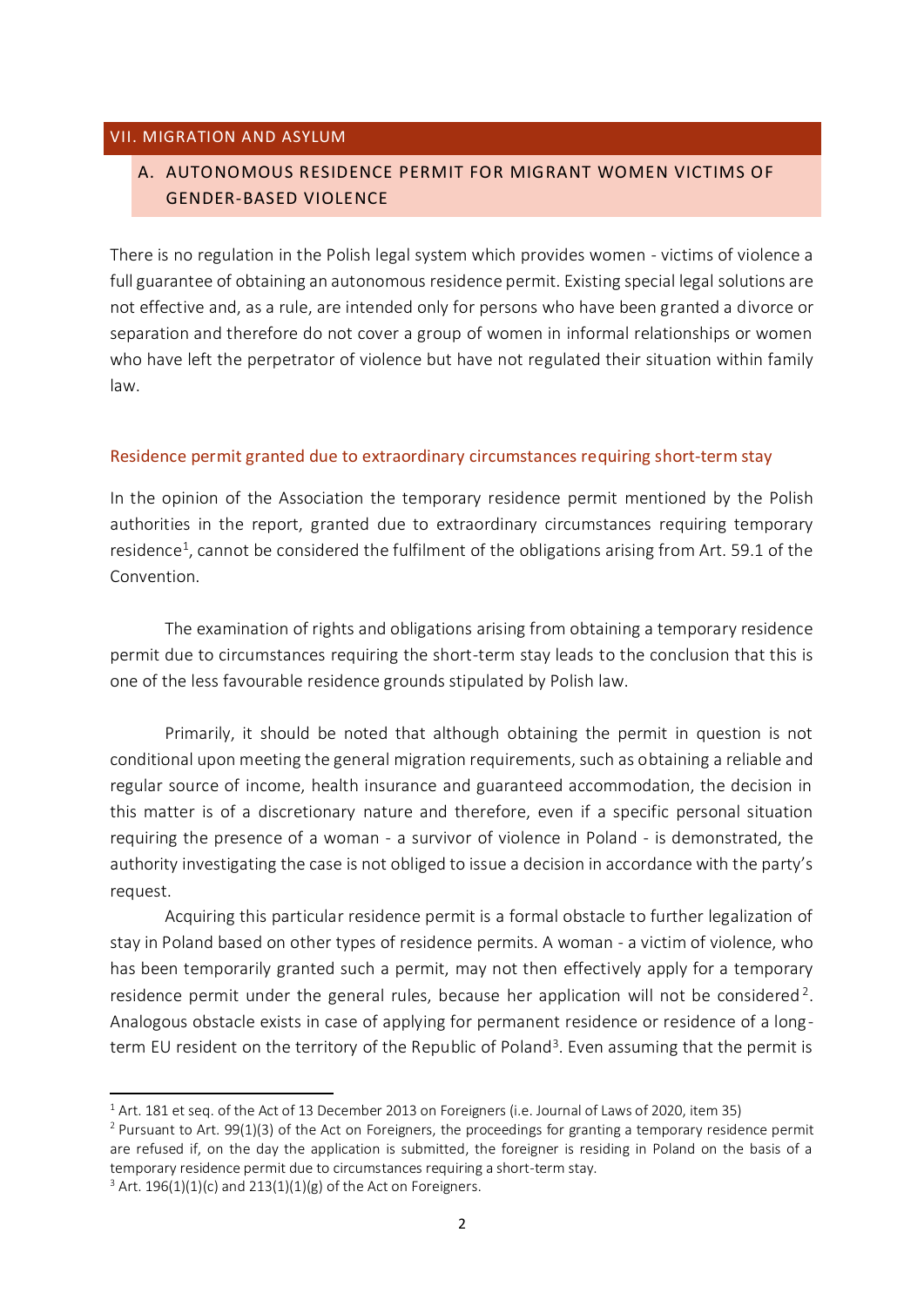## VII. MIGRATION AND ASYLUM

### A. AUTONOMOUS RESIDENCE PERMIT FOR MIGRANT WOMEN VICTIMS OF GENDER-BASED VIOLENCE

There is no regulation in the Polish legal system which provides women - victims of violence a full guarantee of obtaining an autonomous residence permit. Existing special legal solutions are not effective and, as a rule, are intended only for persons who have been granted a divorce or separation and therefore do not cover a group of women in informal relationships or women who have left the perpetrator of violence but have not regulated their situation within family law.

#### Residence permit granted due to extraordinary circumstances requiring short-term stay

In the opinion of the Association the temporary residence permit mentioned by the Polish authorities in the report, granted due to extraordinary circumstances requiring temporary residence[1], cannot be considered the fulfilment of the obligations arising from Art. 59.1 of the Convention.

The examination of rights and obligations arising from obtaining a temporary residence permit due to circumstances requiring the short-term stay leads to the conclusion that this is one of the less favourable residence grounds stipulated by Polish law.

Primarily, it should be noted that although obtaining the permit in question is not conditional upon meeting the general migration requirements, such as obtaining a reliable and regular source of income, health insurance and guaranteed accommodation, the decision in this matter is of a discretionary nature and therefore, even if a specific personal situation requiring the presence of a woman - a survivor of violence in Poland - is demonstrated, the authority investigating the case is not obliged to issue a decision in accordance with the party's request.

Acquiring this particular residence permit is a formal obstacle to further legalization of stay in Poland based on other types of residence permits. A woman - a victim of violence, who has been temporarily granted such a permit, may not then effectively apply for a temporary residence permit under the general rules, because her application will not be considered[2]. Analogous obstacle exists in case of applying for permanent residence or residence of a long-term EU resident on the territory of the Republic of Poland[3]. Even assuming that the permit is

---

[1] Art. 181 et seq. of the Act of 13 December 2013 on Foreigners (i.e. Journal of Laws of 2020, item 35)

[2] Pursuant to Art. 99(1)(3) of the Act on Foreigners, the proceedings for granting a temporary residence permit are refused if, on the day the application is submitted, the foreigner is residing in Poland on the basis of a temporary residence permit due to circumstances requiring a short-term stay.

[3] Art. 196(1)(1)(c) and 213(1)(1)(g) of the Act on Foreigners.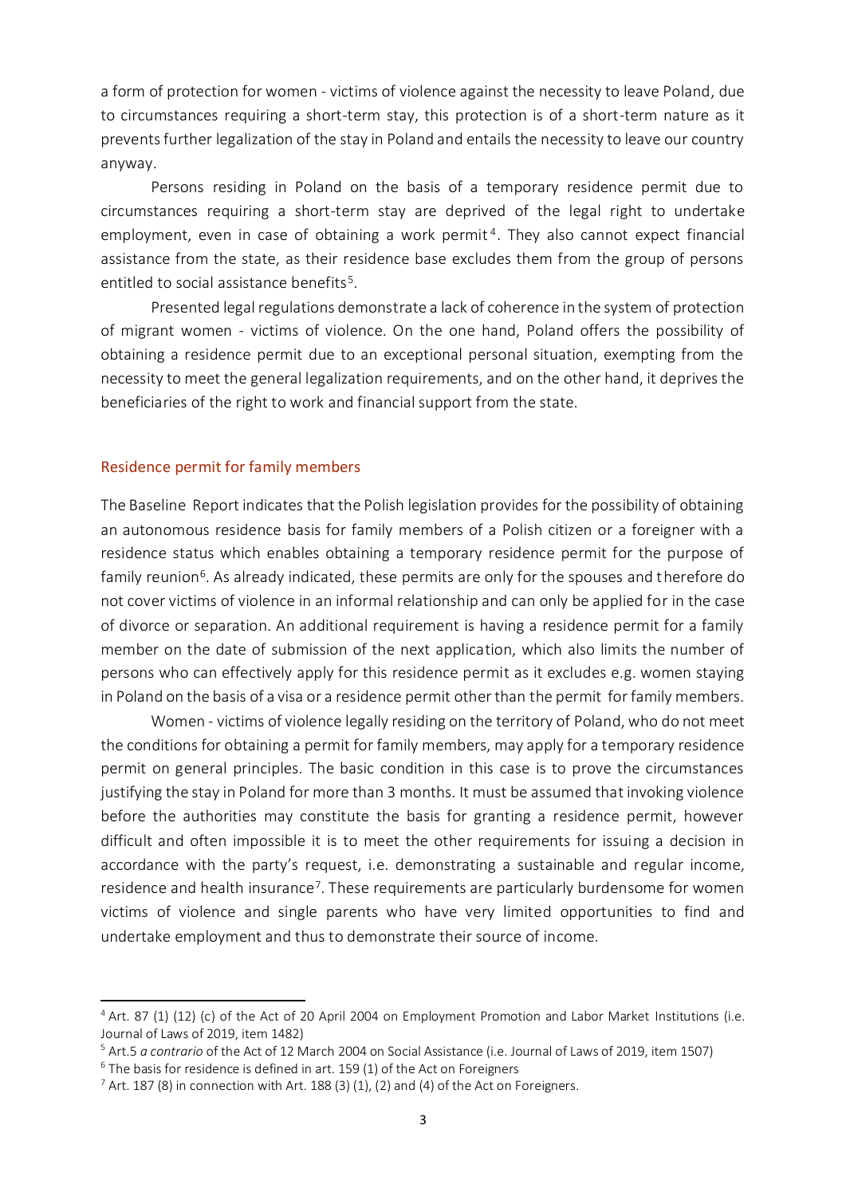a form of protection for women - victims of violence against the necessity to leave Poland, due to circumstances requiring a short-term stay, this protection is of a short-term nature as it prevents further legalization of the stay in Poland and entails the necessity to leave our country anyway.

Persons residing in Poland on the basis of a temporary residence permit due to circumstances requiring a short-term stay are deprived of the legal right to undertake employment, even in case of obtaining a work permit[4]. They also cannot expect financial assistance from the state, as their residence base excludes them from the group of persons entitled to social assistance benefits[5].

Presented legal regulations demonstrate a lack of coherence in the system of protection of migrant women - victims of violence. On the one hand, Poland offers the possibility of obtaining a residence permit due to an exceptional personal situation, exempting from the necessity to meet the general legalization requirements, and on the other hand, it deprives the beneficiaries of the right to work and financial support from the state.

## Residence permit for family members

The Baseline Report indicates that the Polish legislation provides for the possibility of obtaining an autonomous residence basis for family members of a Polish citizen or a foreigner with a residence status which enables obtaining a temporary residence permit for the purpose of family reunion[6]. As already indicated, these permits are only for the spouses and therefore do not cover victims of violence in an informal relationship and can only be applied for in the case of divorce or separation. An additional requirement is having a residence permit for a family member on the date of submission of the next application, which also limits the number of persons who can effectively apply for this residence permit as it excludes e.g. women staying in Poland on the basis of a visa or a residence permit other than the permit for family members.

Women - victims of violence legally residing on the territory of Poland, who do not meet the conditions for obtaining a permit for family members, may apply for a temporary residence permit on general principles. The basic condition in this case is to prove the circumstances justifying the stay in Poland for more than 3 months. It must be assumed that invoking violence before the authorities may constitute the basis for granting a residence permit, however difficult and often impossible it is to meet the other requirements for issuing a decision in accordance with the party's request, i.e. demonstrating a sustainable and regular income, residence and health insurance[7]. These requirements are particularly burdensome for women victims of violence and single parents who have very limited opportunities to find and undertake employment and thus to demonstrate their source of income.

---

[4] Art. 87 (1) (12) (c) of the Act of 20 April 2004 on Employment Promotion and Labor Market Institutions (i.e. Journal of Laws of 2019, item 1482)

[5] Art.5 *a contrario* of the Act of 12 March 2004 on Social Assistance (i.e. Journal of Laws of 2019, item 1507)

[6] The basis for residence is defined in art. 159 (1) of the Act on Foreigners

[7] Art. 187 (8) in connection with Art. 188 (3) (1), (2) and (4) of the Act on Foreigners.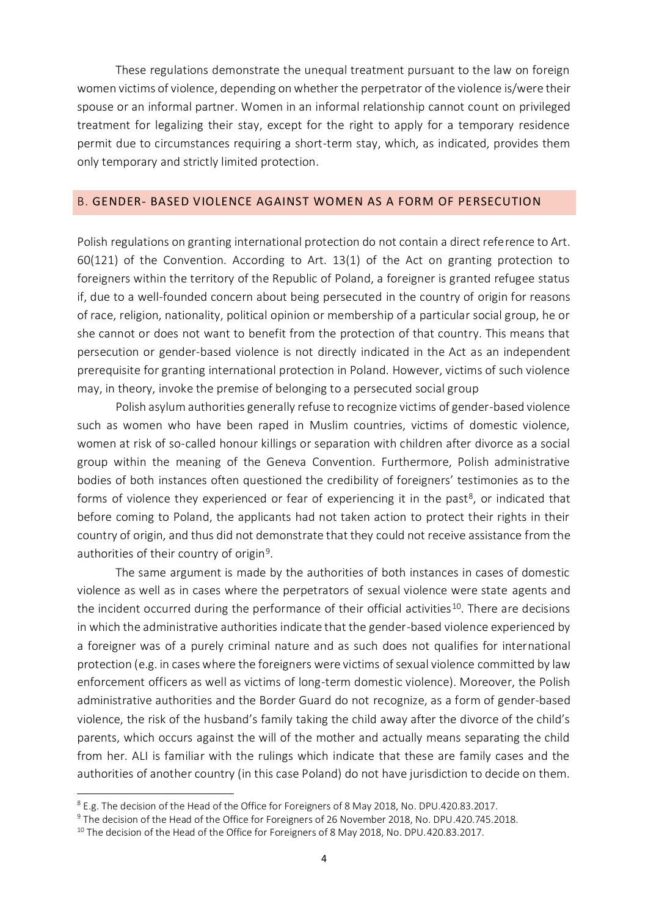These regulations demonstrate the unequal treatment pursuant to the law on foreign women victims of violence, depending on whether the perpetrator of the violence is/were their spouse or an informal partner. Women in an informal relationship cannot count on privileged treatment for legalizing their stay, except for the right to apply for a temporary residence permit due to circumstances requiring a short-term stay, which, as indicated, provides them only temporary and strictly limited protection.

## B. GENDER- BASED VIOLENCE AGAINST WOMEN AS A FORM OF PERSECUTION

Polish regulations on granting international protection do not contain a direct reference to Art. 60(121) of the Convention. According to Art. 13(1) of the Act on granting protection to foreigners within the territory of the Republic of Poland, a foreigner is granted refugee status if, due to a well-founded concern about being persecuted in the country of origin for reasons of race, religion, nationality, political opinion or membership of a particular social group, he or she cannot or does not want to benefit from the protection of that country. This means that persecution or gender-based violence is not directly indicated in the Act as an independent prerequisite for granting international protection in Poland. However, victims of such violence may, in theory, invoke the premise of belonging to a persecuted social group

Polish asylum authorities generally refuse to recognize victims of gender-based violence such as women who have been raped in Muslim countries, victims of domestic violence, women at risk of so-called honour killings or separation with children after divorce as a social group within the meaning of the Geneva Convention. Furthermore, Polish administrative bodies of both instances often questioned the credibility of foreigners' testimonies as to the forms of violence they experienced or fear of experiencing it in the past[8], or indicated that before coming to Poland, the applicants had not taken action to protect their rights in their country of origin, and thus did not demonstrate that they could not receive assistance from the authorities of their country of origin[9].

The same argument is made by the authorities of both instances in cases of domestic violence as well as in cases where the perpetrators of sexual violence were state agents and the incident occurred during the performance of their official activities[10]. There are decisions in which the administrative authorities indicate that the gender-based violence experienced by a foreigner was of a purely criminal nature and as such does not qualifies for international protection (e.g. in cases where the foreigners were victims of sexual violence committed by law enforcement officers as well as victims of long-term domestic violence). Moreover, the Polish administrative authorities and the Border Guard do not recognize, as a form of gender-based violence, the risk of the husband's family taking the child away after the divorce of the child's parents, which occurs against the will of the mother and actually means separating the child from her. ALI is familiar with the rulings which indicate that these are family cases and the authorities of another country (in this case Poland) do not have jurisdiction to decide on them.

---

[8] E.g. The decision of the Head of the Office for Foreigners of 8 May 2018, No. DPU.420.83.2017.

[9] The decision of the Head of the Office for Foreigners of 26 November 2018, No. DPU.420.745.2018.

[10] The decision of the Head of the Office for Foreigners of 8 May 2018, No. DPU.420.83.2017.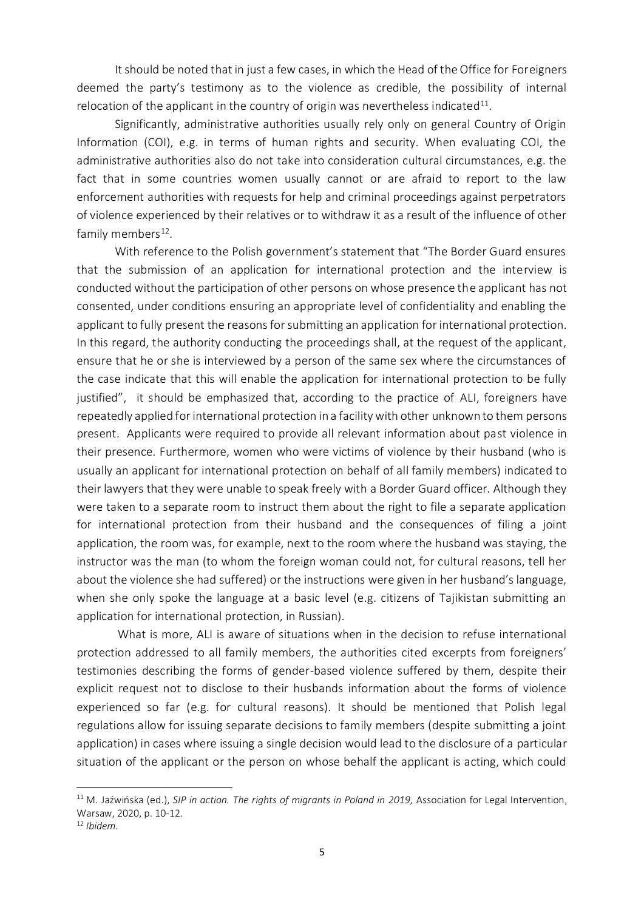It should be noted that in just a few cases, in which the Head of the Office for Foreigners deemed the party's testimony as to the violence as credible, the possibility of internal relocation of the applicant in the country of origin was nevertheless indicated[11].

Significantly, administrative authorities usually rely only on general Country of Origin Information (COI), e.g. in terms of human rights and security. When evaluating COI, the administrative authorities also do not take into consideration cultural circumstances, e.g. the fact that in some countries women usually cannot or are afraid to report to the law enforcement authorities with requests for help and criminal proceedings against perpetrators of violence experienced by their relatives or to withdraw it as a result of the influence of other family members[12].

With reference to the Polish government's statement that "The Border Guard ensures that the submission of an application for international protection and the interview is conducted without the participation of other persons on whose presence the applicant has not consented, under conditions ensuring an appropriate level of confidentiality and enabling the applicant to fully present the reasons for submitting an application for international protection. In this regard, the authority conducting the proceedings shall, at the request of the applicant, ensure that he or she is interviewed by a person of the same sex where the circumstances of the case indicate that this will enable the application for international protection to be fully justified", it should be emphasized that, according to the practice of ALI, foreigners have repeatedly applied for international protection in a facility with other unknown to them persons present. Applicants were required to provide all relevant information about past violence in their presence. Furthermore, women who were victims of violence by their husband (who is usually an applicant for international protection on behalf of all family members) indicated to their lawyers that they were unable to speak freely with a Border Guard officer. Although they were taken to a separate room to instruct them about the right to file a separate application for international protection from their husband and the consequences of filing a joint application, the room was, for example, next to the room where the husband was staying, the instructor was the man (to whom the foreign woman could not, for cultural reasons, tell her about the violence she had suffered) or the instructions were given in her husband's language, when she only spoke the language at a basic level (e.g. citizens of Tajikistan submitting an application for international protection, in Russian).

What is more, ALI is aware of situations when in the decision to refuse international protection addressed to all family members, the authorities cited excerpts from foreigners' testimonies describing the forms of gender-based violence suffered by them, despite their explicit request not to disclose to their husbands information about the forms of violence experienced so far (e.g. for cultural reasons). It should be mentioned that Polish legal regulations allow for issuing separate decisions to family members (despite submitting a joint application) in cases where issuing a single decision would lead to the disclosure of a particular situation of the applicant or the person on whose behalf the applicant is acting, which could

---

[11] M. Jaźwińska (ed.), *SIP in action. The rights of migrants in Poland in 2019,* Association for Legal Intervention, Warsaw, 2020, p. 10-12.

[12] *Ibidem.*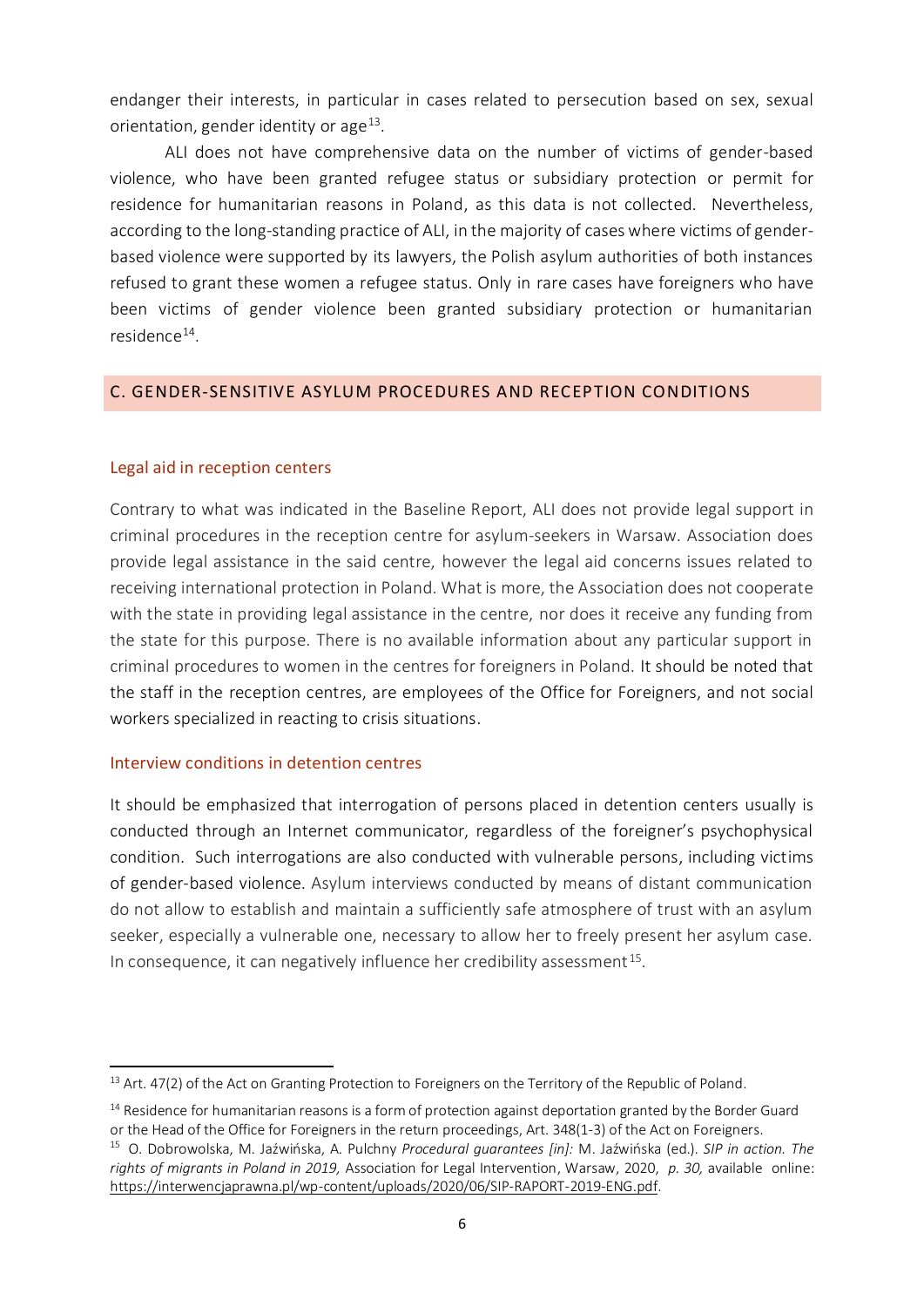endanger their interests, in particular in cases related to persecution based on sex, sexual orientation, gender identity or age[13].

ALI does not have comprehensive data on the number of victims of gender-based violence, who have been granted refugee status or subsidiary protection or permit for residence for humanitarian reasons in Poland, as this data is not collected. Nevertheless, according to the long-standing practice of ALI, in the majority of cases where victims of gender-based violence were supported by its lawyers, the Polish asylum authorities of both instances refused to grant these women a refugee status. Only in rare cases have foreigners who have been victims of gender violence been granted subsidiary protection or humanitarian residence[14].

## C. GENDER-SENSITIVE ASYLUM PROCEDURES AND RECEPTION CONDITIONS

### Legal aid in reception centers

Contrary to what was indicated in the Baseline Report, ALI does not provide legal support in criminal procedures in the reception centre for asylum-seekers in Warsaw. Association does provide legal assistance in the said centre, however the legal aid concerns issues related to receiving international protection in Poland. What is more, the Association does not cooperate with the state in providing legal assistance in the centre, nor does it receive any funding from the state for this purpose. There is no available information about any particular support in criminal procedures to women in the centres for foreigners in Poland. It should be noted that the staff in the reception centres, are employees of the Office for Foreigners, and not social workers specialized in reacting to crisis situations.

### Interview conditions in detention centres

It should be emphasized that interrogation of persons placed in detention centers usually is conducted through an Internet communicator, regardless of the foreigner's psychophysical condition. Such interrogations are also conducted with vulnerable persons, including victims of gender-based violence. Asylum interviews conducted by means of distant communication do not allow to establish and maintain a sufficiently safe atmosphere of trust with an asylum seeker, especially a vulnerable one, necessary to allow her to freely present her asylum case. In consequence, it can negatively influence her credibility assessment[15].

---

[13] Art. 47(2) of the Act on Granting Protection to Foreigners on the Territory of the Republic of Poland.

[14] Residence for humanitarian reasons is a form of protection against deportation granted by the Border Guard or the Head of the Office for Foreigners in the return proceedings, Art. 348(1-3) of the Act on Foreigners.

[15] O. Dobrowolska, M. Jaźwińska, A. Pulchny *Procedural guarantees [in]:* M. Jaźwińska (ed.). *SIP in action. The rights of migrants in Poland in 2019,* Association for Legal Intervention, Warsaw, 2020, *p. 30,* available online: https://interwencjaprawna.pl/wp-content/uploads/2020/06/SIP-RAPORT-2019-ENG.pdf.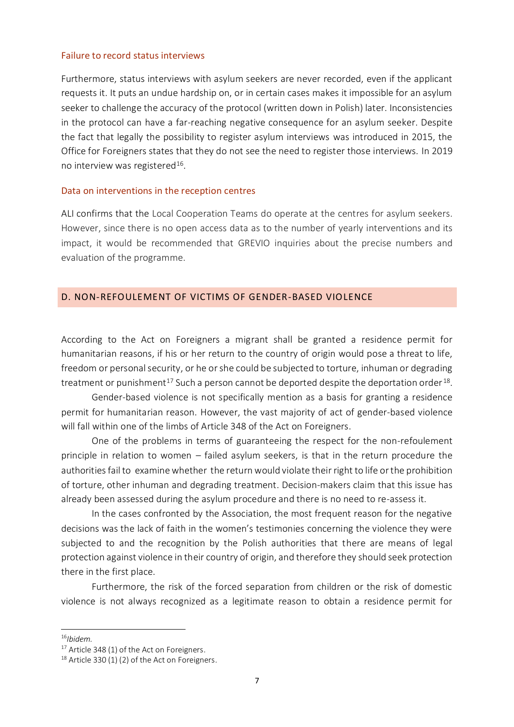### Failure to record status interviews

Furthermore, status interviews with asylum seekers are never recorded, even if the applicant requests it. It puts an undue hardship on, or in certain cases makes it impossible for an asylum seeker to challenge the accuracy of the protocol (written down in Polish) later. Inconsistencies in the protocol can have a far-reaching negative consequence for an asylum seeker. Despite the fact that legally the possibility to register asylum interviews was introduced in 2015, the Office for Foreigners states that they do not see the need to register those interviews. In 2019 no interview was registered[16].

### Data on interventions in the reception centres

ALI confirms that the Local Cooperation Teams do operate at the centres for asylum seekers. However, since there is no open access data as to the number of yearly interventions and its impact, it would be recommended that GREVIO inquiries about the precise numbers and evaluation of the programme.

## D. NON-REFOULEMENT OF VICTIMS OF GENDER-BASED VIOLENCE

According to the Act on Foreigners a migrant shall be granted a residence permit for humanitarian reasons, if his or her return to the country of origin would pose a threat to life, freedom or personal security, or he or she could be subjected to torture, inhuman or degrading treatment or punishment[17] Such a person cannot be deported despite the deportation order[18].

Gender-based violence is not specifically mention as a basis for granting a residence permit for humanitarian reason. However, the vast majority of act of gender-based violence will fall within one of the limbs of Article 348 of the Act on Foreigners.

One of the problems in terms of guaranteeing the respect for the non-refoulement principle in relation to women – failed asylum seekers, is that in the return procedure the authorities fail to examine whether the return would violate their right to life or the prohibition of torture, other inhuman and degrading treatment. Decision-makers claim that this issue has already been assessed during the asylum procedure and there is no need to re-assess it.

In the cases confronted by the Association, the most frequent reason for the negative decisions was the lack of faith in the women's testimonies concerning the violence they were subjected to and the recognition by the Polish authorities that there are means of legal protection against violence in their country of origin, and therefore they should seek protection there in the first place.

Furthermore, the risk of the forced separation from children or the risk of domestic violence is not always recognized as a legitimate reason to obtain a residence permit for

---

[16] *Ibidem.*

[17] Article 348 (1) of the Act on Foreigners.

[18] Article 330 (1) (2) of the Act on Foreigners.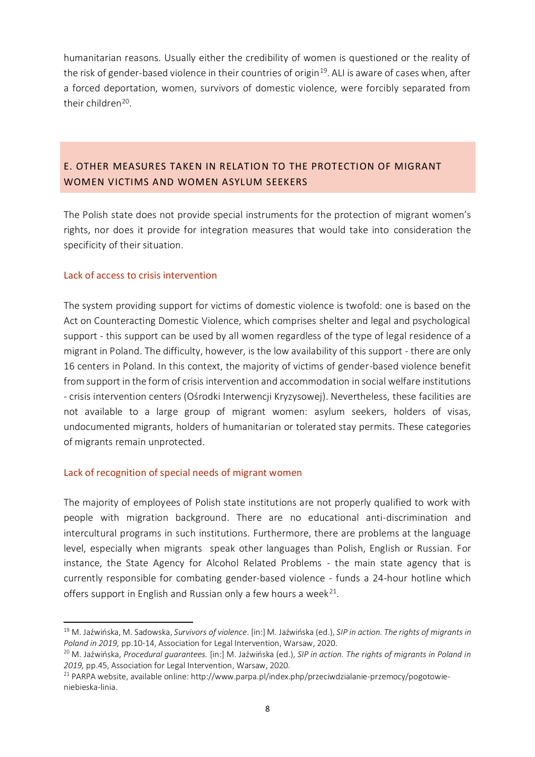humanitarian reasons. Usually either the credibility of women is questioned or the reality of the risk of gender-based violence in their countries of origin[19]. ALI is aware of cases when, after a forced deportation, women, survivors of domestic violence, were forcibly separated from their children[20].

## E. OTHER MEASURES TAKEN IN RELATION TO THE PROTECTION OF MIGRANT WOMEN VICTIMS AND WOMEN ASYLUM SEEKERS

The Polish state does not provide special instruments for the protection of migrant women's rights, nor does it provide for integration measures that would take into consideration the specificity of their situation.

### Lack of access to crisis intervention

The system providing support for victims of domestic violence is twofold: one is based on the Act on Counteracting Domestic Violence, which comprises shelter and legal and psychological support - this support can be used by all women regardless of the type of legal residence of a migrant in Poland. The difficulty, however, is the low availability of this support - there are only 16 centers in Poland. In this context, the majority of victims of gender-based violence benefit from support in the form of crisis intervention and accommodation in social welfare institutions - crisis intervention centers (Ośrodki Interwencji Kryzysowej). Nevertheless, these facilities are not available to a large group of migrant women: asylum seekers, holders of visas, undocumented migrants, holders of humanitarian or tolerated stay permits. These categories of migrants remain unprotected.

### Lack of recognition of special needs of migrant women

The majority of employees of Polish state institutions are not properly qualified to work with people with migration background. There are no educational anti-discrimination and intercultural programs in such institutions. Furthermore, there are problems at the language level, especially when migrants speak other languages than Polish, English or Russian. For instance, the State Agency for Alcohol Related Problems - the main state agency that is currently responsible for combating gender-based violence - funds a 24-hour hotline which offers support in English and Russian only a few hours a week[21].

---

[19] M. Jaźwińska, M. Sadowska, *Survivors of violence*. [in:] M. Jaźwińska (ed.), *SIP in action. The rights of migrants in Poland in 2019,* pp.10-14, Association for Legal Intervention, Warsaw, 2020.

[20] M. Jaźwińska, *Procedural guarantees.* [in:] M. Jaźwińska (ed.), *SIP in action. The rights of migrants in Poland in 2019,* pp.45, Association for Legal Intervention, Warsaw, 2020.

[21] PARPA website, available online: http://www.parpa.pl/index.php/przeciwdzialanie-przemocy/pogotowie-niebieska-linia.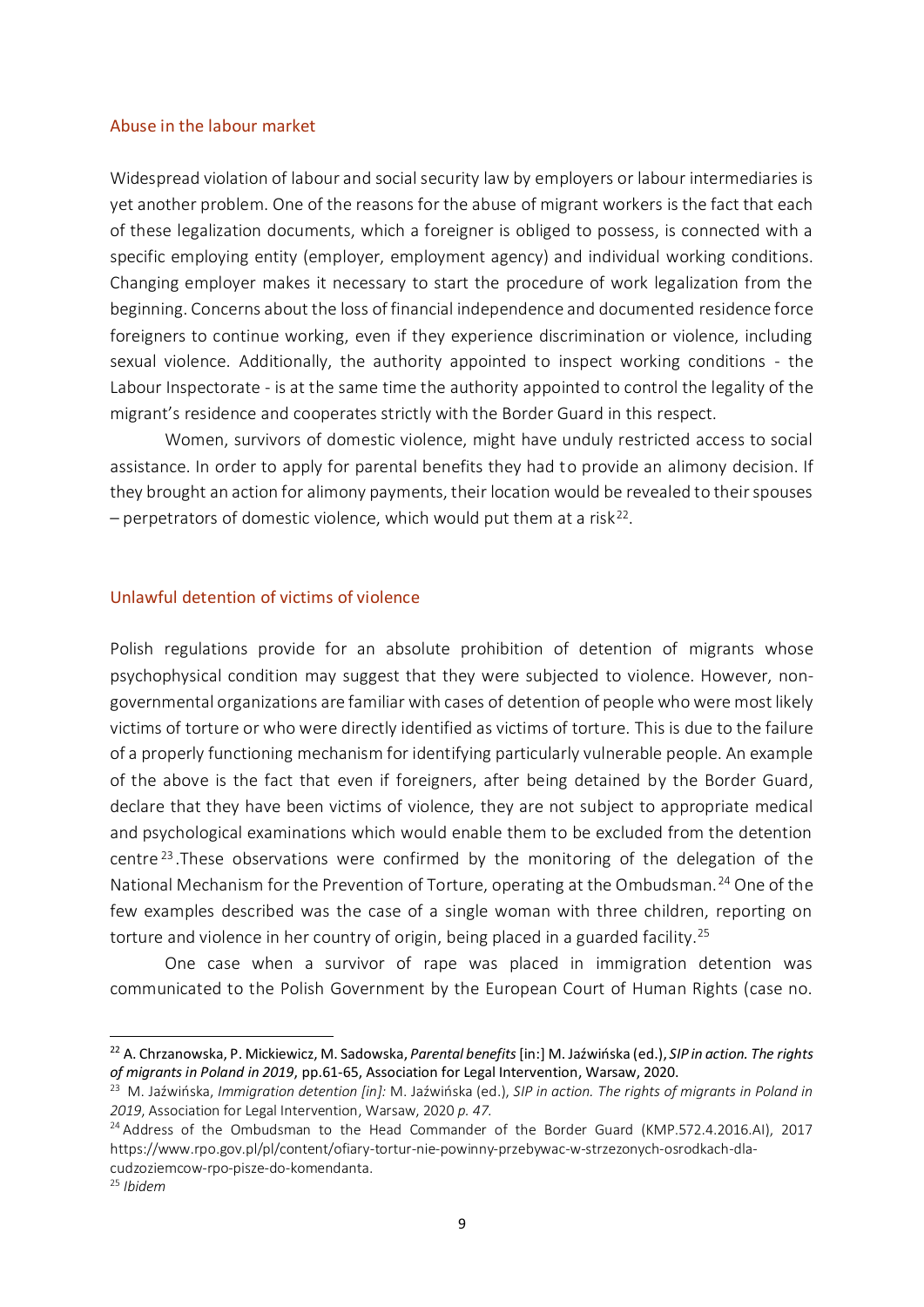## Abuse in the labour market

Widespread violation of labour and social security law by employers or labour intermediaries is yet another problem. One of the reasons for the abuse of migrant workers is the fact that each of these legalization documents, which a foreigner is obliged to possess, is connected with a specific employing entity (employer, employment agency) and individual working conditions. Changing employer makes it necessary to start the procedure of work legalization from the beginning. Concerns about the loss of financial independence and documented residence force foreigners to continue working, even if they experience discrimination or violence, including sexual violence. Additionally, the authority appointed to inspect working conditions - the Labour Inspectorate - is at the same time the authority appointed to control the legality of the migrant's residence and cooperates strictly with the Border Guard in this respect.

Women, survivors of domestic violence, might have unduly restricted access to social assistance. In order to apply for parental benefits they had to provide an alimony decision. If they brought an action for alimony payments, their location would be revealed to their spouses – perpetrators of domestic violence, which would put them at a risk[22].

## Unlawful detention of victims of violence

Polish regulations provide for an absolute prohibition of detention of migrants whose psychophysical condition may suggest that they were subjected to violence. However, non-governmental organizations are familiar with cases of detention of people who were most likely victims of torture or who were directly identified as victims of torture. This is due to the failure of a properly functioning mechanism for identifying particularly vulnerable people. An example of the above is the fact that even if foreigners, after being detained by the Border Guard, declare that they have been victims of violence, they are not subject to appropriate medical and psychological examinations which would enable them to be excluded from the detention centre[23].These observations were confirmed by the monitoring of the delegation of the National Mechanism for the Prevention of Torture, operating at the Ombudsman.[24] One of the few examples described was the case of a single woman with three children, reporting on torture and violence in her country of origin, being placed in a guarded facility.[25]

One case when a survivor of rape was placed in immigration detention was communicated to the Polish Government by the European Court of Human Rights (case no.

---

[22] A. Chrzanowska, P. Mickiewicz, M. Sadowska, *Parental benefits* [in:] M. Jaźwińska (ed.), *SIP in action. The rights of migrants in Poland in 2019*, pp.61-65, Association for Legal Intervention, Warsaw, 2020.

[23] M. Jaźwińska, *Immigration detention [in]:* M. Jaźwińska (ed.), *SIP in action. The rights of migrants in Poland in 2019*, Association for Legal Intervention, Warsaw, 2020 *p. 47.*

[24] Address of the Ombudsman to the Head Commander of the Border Guard (KMP.572.4.2016.AI), 2017 https://www.rpo.gov.pl/pl/content/ofiary-tortur-nie-powinny-przebywac-w-strzezonych-osrodkach-dla-cudzoziemcow-rpo-pisze-do-komendanta.

[25] *Ibidem*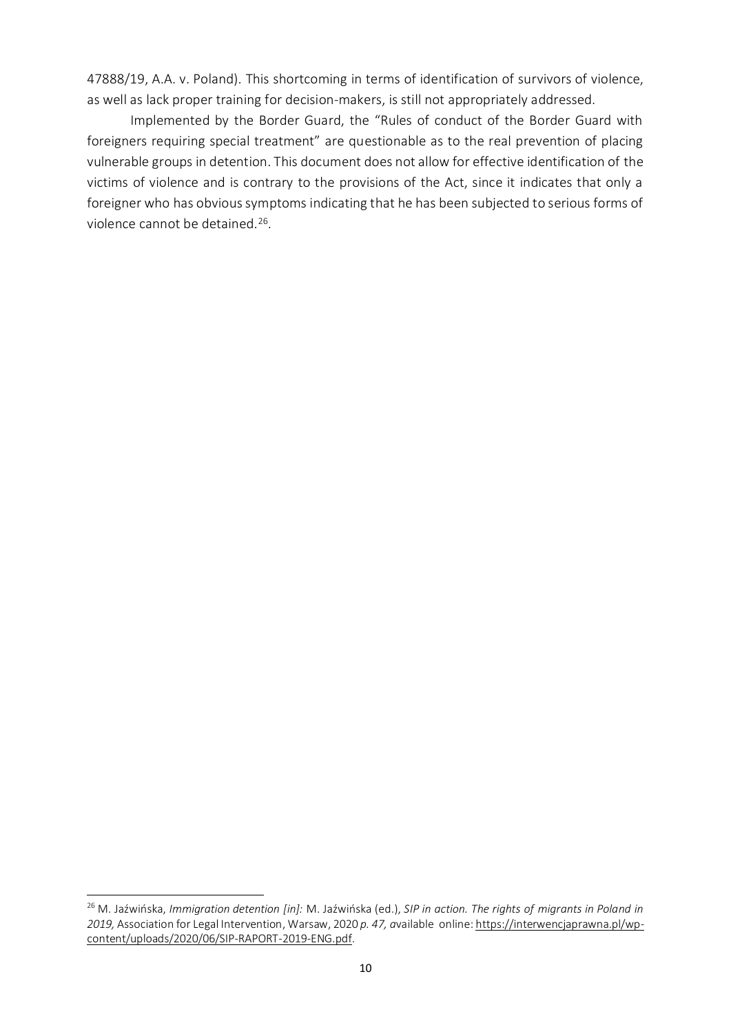47888/19, A.A. v. Poland). This shortcoming in terms of identification of survivors of violence, as well as lack proper training for decision-makers, is still not appropriately addressed.

Implemented by the Border Guard, the "Rules of conduct of the Border Guard with foreigners requiring special treatment" are questionable as to the real prevention of placing vulnerable groups in detention. This document does not allow for effective identification of the victims of violence and is contrary to the provisions of the Act, since it indicates that only a foreigner who has obvious symptoms indicating that he has been subjected to serious forms of violence cannot be detained.[26].

---

[26] M. Jaźwińska, *Immigration detention [in]:* M. Jaźwińska (ed.), *SIP in action. The rights of migrants in Poland in 2019,* Association for Legal Intervention, Warsaw, 2020 *p. 47, a*vailable online: https://interwencjaprawna.pl/wp-content/uploads/2020/06/SIP-RAPORT-2019-ENG.pdf.